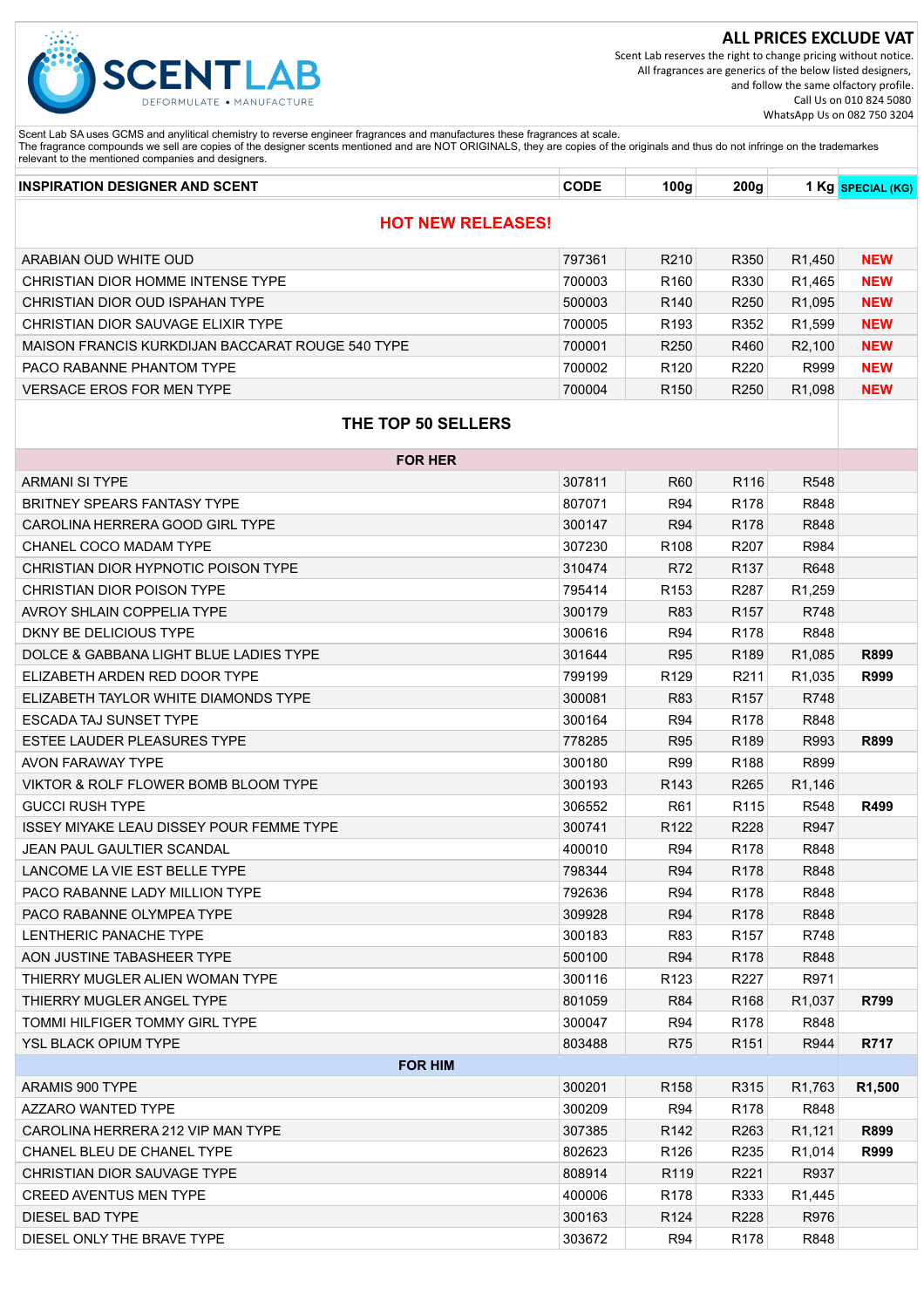SCENTLAB
DEFORMULATE • MANUFACTURE

**ALL PRICES EXCLUDE VAT**

Scent Lab reserves the right to change pricing without notice.
All fragrances are generics of the below listed designers, and follow the same olfactory profile.
Call Us on 010 824 5080
WhatsApp Us on 082 750 3204

Scent Lab SA uses GCMS and anylitical chemistry to reverse engineer fragrances and manufactures these fragrances at scale.
The fragrance compounds we sell are copies of the designer scents mentioned and are NOT ORIGINALS, they are copies of the originals and thus do not infringe on the trademarkes relevant to the mentioned companies and designers.

| INSPIRATION DESIGNER AND SCENT | CODE | 100g | 200g | 1 Kg | SPECIAL (KG) |
|---|---|---|---|---|---|
| **HOT NEW RELEASES!** | | | | | |
| ARABIAN OUD WHITE OUD | 797361 | R210 | R350 | R1,450 | NEW |
| CHRISTIAN DIOR HOMME INTENSE TYPE | 700003 | R160 | R330 | R1,465 | NEW |
| CHRISTIAN DIOR OUD ISPAHAN TYPE | 500003 | R140 | R250 | R1,095 | NEW |
| CHRISTIAN DIOR SAUVAGE ELIXIR TYPE | 700005 | R193 | R352 | R1,599 | NEW |
| MAISON FRANCIS KURKDIJAN BACCARAT ROUGE 540 TYPE | 700001 | R250 | R460 | R2,100 | NEW |
| PACO RABANNE PHANTOM TYPE | 700002 | R120 | R220 | R999 | NEW |
| VERSACE EROS FOR MEN TYPE | 700004 | R150 | R250 | R1,098 | NEW |
| **THE TOP 50 SELLERS** | | | | | |
| **FOR HER** | | | | | |
| ARMANI SI TYPE | 307811 | R60 | R116 | R548 | |
| BRITNEY SPEARS FANTASY TYPE | 807071 | R94 | R178 | R848 | |
| CAROLINA HERRERA GOOD GIRL TYPE | 300147 | R94 | R178 | R848 | |
| CHANEL COCO MADAM TYPE | 307230 | R108 | R207 | R984 | |
| CHRISTIAN DIOR HYPNOTIC POISON TYPE | 310474 | R72 | R137 | R648 | |
| CHRISTIAN DIOR POISON TYPE | 795414 | R153 | R287 | R1,259 | |
| AVROY SHLAIN COPPELIA TYPE | 300179 | R83 | R157 | R748 | |
| DKNY BE DELICIOUS TYPE | 300616 | R94 | R178 | R848 | |
| DOLCE & GABBANA LIGHT BLUE LADIES TYPE | 301644 | R95 | R189 | R1,085 | R899 |
| ELIZABETH ARDEN RED DOOR TYPE | 799199 | R129 | R211 | R1,035 | R999 |
| ELIZABETH TAYLOR WHITE DIAMONDS TYPE | 300081 | R83 | R157 | R748 | |
| ESCADA TAJ SUNSET TYPE | 300164 | R94 | R178 | R848 | |
| ESTEE LAUDER PLEASURES TYPE | 778285 | R95 | R189 | R993 | R899 |
| AVON FARAWAY TYPE | 300180 | R99 | R188 | R899 | |
| VIKTOR & ROLF FLOWER BOMB BLOOM TYPE | 300193 | R143 | R265 | R1,146 | |
| GUCCI RUSH TYPE | 306552 | R61 | R115 | R548 | R499 |
| ISSEY MIYAKE LEAU DISSEY POUR FEMME TYPE | 300741 | R122 | R228 | R947 | |
| JEAN PAUL GAULTIER SCANDAL | 400010 | R94 | R178 | R848 | |
| LANCOME LA VIE EST BELLE TYPE | 798344 | R94 | R178 | R848 | |
| PACO RABANNE LADY MILLION TYPE | 792636 | R94 | R178 | R848 | |
| PACO RABANNE OLYMPEA TYPE | 309928 | R94 | R178 | R848 | |
| LENTHERIC PANACHE TYPE | 300183 | R83 | R157 | R748 | |
| AON JUSTINE TABASHEER TYPE | 500100 | R94 | R178 | R848 | |
| THIERRY MUGLER ALIEN WOMAN TYPE | 300116 | R123 | R227 | R971 | |
| THIERRY MUGLER ANGEL TYPE | 801059 | R84 | R168 | R1,037 | R799 |
| TOMMI HILFIGER TOMMY GIRL TYPE | 300047 | R94 | R178 | R848 | |
| YSL BLACK OPIUM TYPE | 803488 | R75 | R151 | R944 | R717 |
| **FOR HIM** | | | | | |
| ARAMIS 900 TYPE | 300201 | R158 | R315 | R1,763 | R1,500 |
| AZZARO WANTED TYPE | 300209 | R94 | R178 | R848 | |
| CAROLINA HERRERA 212 VIP MAN TYPE | 307385 | R142 | R263 | R1,121 | R899 |
| CHANEL BLEU DE CHANEL TYPE | 802623 | R126 | R235 | R1,014 | R999 |
| CHRISTIAN DIOR SAUVAGE TYPE | 808914 | R119 | R221 | R937 | |
| CREED AVENTUS MEN TYPE | 400006 | R178 | R333 | R1,445 | |
| DIESEL BAD TYPE | 300163 | R124 | R228 | R976 | |
| DIESEL ONLY THE BRAVE TYPE | 303672 | R94 | R178 | R848 | |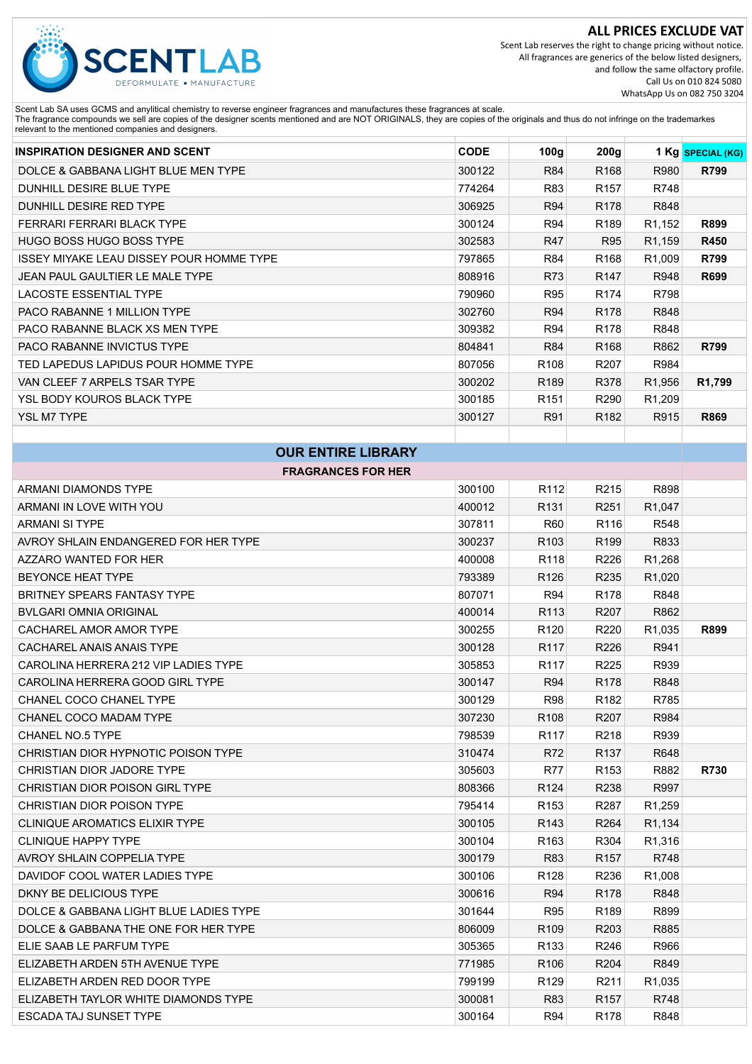SCENTLAB
DEFORMULATE • MANUFACTURE

**ALL PRICES EXCLUDE VAT**

Scent Lab reserves the right to change pricing without notice.
All fragrances are generics of the below listed designers, and follow the same olfactory profile.
Call Us on 010 824 5080
WhatsApp Us on 082 750 3204

Scent Lab SA uses GCMS and anylitical chemistry to reverse engineer fragrances and manufactures these fragrances at scale.
The fragrance compounds we sell are copies of the designer scents mentioned and are NOT ORIGINALS, they are copies of the originals and thus do not infringe on the trademarkes relevant to the mentioned companies and designers.

| INSPIRATION DESIGNER AND SCENT | CODE | 100g | 200g | 1 Kg | SPECIAL (KG) |
|---|---|---|---|---|---|
| DOLCE & GABBANA LIGHT BLUE MEN TYPE | 300122 | R84 | R168 | R980 | **R799** |
| DUNHILL DESIRE BLUE TYPE | 774264 | R83 | R157 | R748 | |
| DUNHILL DESIRE RED TYPE | 306925 | R94 | R178 | R848 | |
| FERRARI FERRARI BLACK TYPE | 300124 | R94 | R189 | R1,152 | **R899** |
| HUGO BOSS HUGO BOSS TYPE | 302583 | R47 | R95 | R1,159 | **R450** |
| ISSEY MIYAKE LEAU DISSEY POUR HOMME TYPE | 797865 | R84 | R168 | R1,009 | **R799** |
| JEAN PAUL GAULTIER LE MALE TYPE | 808916 | R73 | R147 | R948 | **R699** |
| LACOSTE ESSENTIAL TYPE | 790960 | R95 | R174 | R798 | |
| PACO RABANNE 1 MILLION TYPE | 302760 | R94 | R178 | R848 | |
| PACO RABANNE BLACK XS MEN TYPE | 309382 | R94 | R178 | R848 | |
| PACO RABANNE INVICTUS TYPE | 804841 | R84 | R168 | R862 | **R799** |
| TED LAPEDUS LAPIDUS POUR HOMME TYPE | 807056 | R108 | R207 | R984 | |
| VAN CLEEF 7 ARPELS TSAR TYPE | 300202 | R189 | R378 | R1,956 | **R1,799** |
| YSL BODY KOUROS BLACK TYPE | 300185 | R151 | R290 | R1,209 | |
| YSL M7 TYPE | 300127 | R91 | R182 | R915 | **R869** |

## OUR ENTIRE LIBRARY

### FRAGRANCES FOR HER

| INSPIRATION DESIGNER AND SCENT | CODE | 100g | 200g | 1 Kg | SPECIAL (KG) |
|---|---|---|---|---|---|
| ARMANI DIAMONDS TYPE | 300100 | R112 | R215 | R898 | |
| ARMANI IN LOVE WITH YOU | 400012 | R131 | R251 | R1,047 | |
| ARMANI SI TYPE | 307811 | R60 | R116 | R548 | |
| AVROY SHLAIN ENDANGERED FOR HER TYPE | 300237 | R103 | R199 | R833 | |
| AZZARO WANTED FOR HER | 400008 | R118 | R226 | R1,268 | |
| BEYONCE HEAT TYPE | 793389 | R126 | R235 | R1,020 | |
| BRITNEY SPEARS FANTASY TYPE | 807071 | R94 | R178 | R848 | |
| BVLGARI OMNIA ORIGINAL | 400014 | R113 | R207 | R862 | |
| CACHAREL AMOR AMOR TYPE | 300255 | R120 | R220 | R1,035 | **R899** |
| CACHAREL ANAIS ANAIS TYPE | 300128 | R117 | R226 | R941 | |
| CAROLINA HERRERA 212 VIP LADIES TYPE | 305853 | R117 | R225 | R939 | |
| CAROLINA HERRERA GOOD GIRL TYPE | 300147 | R94 | R178 | R848 | |
| CHANEL COCO CHANEL TYPE | 300129 | R98 | R182 | R785 | |
| CHANEL COCO MADAM TYPE | 307230 | R108 | R207 | R984 | |
| CHANEL NO.5 TYPE | 798539 | R117 | R218 | R939 | |
| CHRISTIAN DIOR HYPNOTIC POISON TYPE | 310474 | R72 | R137 | R648 | |
| CHRISTIAN DIOR JADORE TYPE | 305603 | R77 | R153 | R882 | **R730** |
| CHRISTIAN DIOR POISON GIRL TYPE | 808366 | R124 | R238 | R997 | |
| CHRISTIAN DIOR POISON TYPE | 795414 | R153 | R287 | R1,259 | |
| CLINIQUE AROMATICS ELIXIR TYPE | 300105 | R143 | R264 | R1,134 | |
| CLINIQUE HAPPY TYPE | 300104 | R163 | R304 | R1,316 | |
| AVROY SHLAIN COPPELIA TYPE | 300179 | R83 | R157 | R748 | |
| DAVIDOF COOL WATER LADIES TYPE | 300106 | R128 | R236 | R1,008 | |
| DKNY BE DELICIOUS TYPE | 300616 | R94 | R178 | R848 | |
| DOLCE & GABBANA LIGHT BLUE LADIES TYPE | 301644 | R95 | R189 | R899 | |
| DOLCE & GABBANA THE ONE FOR HER TYPE | 806009 | R109 | R203 | R885 | |
| ELIE SAAB LE PARFUM TYPE | 305365 | R133 | R246 | R966 | |
| ELIZABETH ARDEN 5TH AVENUE TYPE | 771985 | R106 | R204 | R849 | |
| ELIZABETH ARDEN RED DOOR TYPE | 799199 | R129 | R211 | R1,035 | |
| ELIZABETH TAYLOR WHITE DIAMONDS TYPE | 300081 | R83 | R157 | R748 | |
| ESCADA TAJ SUNSET TYPE | 300164 | R94 | R178 | R848 | |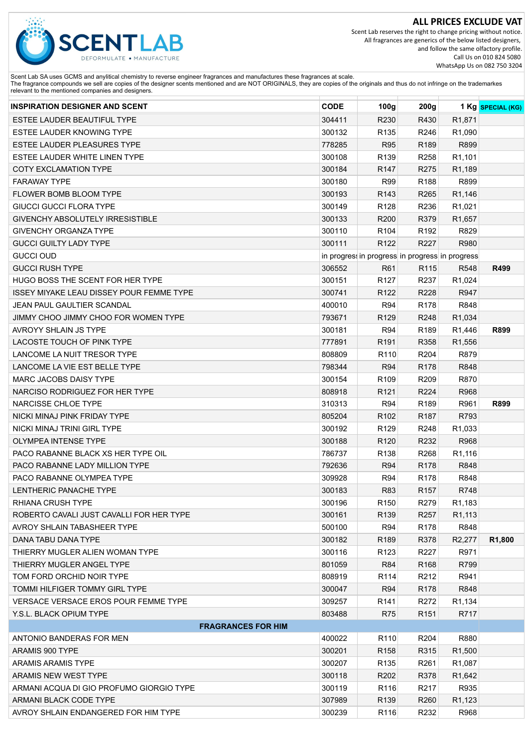**SCENT LAB** DEFORMULATE • MANUFACTURE

## ALL PRICES EXCLUDE VAT

Scent Lab reserves the right to change pricing without notice.
All fragrances are generics of the below listed designers,
and follow the same olfactory profile.
Call Us on 010 824 5080
WhatsApp Us on 082 750 3204

Scent Lab SA uses GCMS and anylitical chemistry to reverse engineer fragrances and manufactures these fragrances at scale.
The fragrance compounds we sell are copies of the designer scents mentioned and are NOT ORIGINALS, they are copies of the originals and thus do not infringe on the trademarkes relevant to the mentioned companies and designers.

| INSPIRATION DESIGNER AND SCENT | CODE | 100g | 200g | 1 Kg | SPECIAL (KG) |
|---|---|---|---|---|---|
| ESTEE LAUDER BEAUTIFUL TYPE | 304411 | R230 | R430 | R1,871 | |
| ESTEE LAUDER KNOWING TYPE | 300132 | R135 | R246 | R1,090 | |
| ESTEE LAUDER PLEASURES TYPE | 778285 | R95 | R189 | R899 | |
| ESTEE LAUDER WHITE LINEN TYPE | 300108 | R139 | R258 | R1,101 | |
| COTY EXCLAMATION TYPE | 300184 | R147 | R275 | R1,189 | |
| FARAWAY TYPE | 300180 | R99 | R188 | R899 | |
| FLOWER BOMB BLOOM TYPE | 300193 | R143 | R265 | R1,146 | |
| GIUCCI GUCCI FLORA TYPE | 300149 | R128 | R236 | R1,021 | |
| GIVENCHY ABSOLUTELY IRRESISTIBLE | 300133 | R200 | R379 | R1,657 | |
| GIVENCHY ORGANZA TYPE | 300110 | R104 | R192 | R829 | |
| GUCCI GUILTY LADY TYPE | 300111 | R122 | R227 | R980 | |
| GUCCI OUD | in progress | in progress | in progress | in progress | |
| GUCCI RUSH TYPE | 306552 | R61 | R115 | R548 | **R499** |
| HUGO BOSS THE SCENT FOR HER TYPE | 300151 | R127 | R237 | R1,024 | |
| ISSEY MIYAKE LEAU DISSEY POUR FEMME TYPE | 300741 | R122 | R228 | R947 | |
| JEAN PAUL GAULTIER SCANDAL | 400010 | R94 | R178 | R848 | |
| JIMMY CHOO JIMMY CHOO FOR WOMEN TYPE | 793671 | R129 | R248 | R1,034 | |
| AVROYY SHLAIN JS TYPE | 300181 | R94 | R189 | R1,446 | **R899** |
| LACOSTE TOUCH OF PINK TYPE | 777891 | R191 | R358 | R1,556 | |
| LANCOME LA NUIT TRESOR TYPE | 808809 | R110 | R204 | R879 | |
| LANCOME LA VIE EST BELLE TYPE | 798344 | R94 | R178 | R848 | |
| MARC JACOBS DAISY TYPE | 300154 | R109 | R209 | R870 | |
| NARCISO RODRIGUEZ FOR HER TYPE | 808918 | R121 | R224 | R968 | |
| NARCISSE CHLOE TYPE | 310313 | R94 | R189 | R961 | **R899** |
| NICKI MINAJ PINK FRIDAY TYPE | 805204 | R102 | R187 | R793 | |
| NICKI MINAJ TRINI GIRL TYPE | 300192 | R129 | R248 | R1,033 | |
| OLYMPEA INTENSE TYPE | 300188 | R120 | R232 | R968 | |
| PACO RABANNE BLACK XS HER TYPE OIL | 786737 | R138 | R268 | R1,116 | |
| PACO RABANNE LADY MILLION TYPE | 792636 | R94 | R178 | R848 | |
| PACO RABANNE OLYMPEA TYPE | 309928 | R94 | R178 | R848 | |
| LENTHERIC PANACHE TYPE | 300183 | R83 | R157 | R748 | |
| RHIANA CRUSH TYPE | 300196 | R150 | R279 | R1,183 | |
| ROBERTO CAVALI JUST CAVALLI FOR HER TYPE | 300161 | R139 | R257 | R1,113 | |
| AVROY SHLAIN TABASHEER TYPE | 500100 | R94 | R178 | R848 | |
| DANA TABU DANA TYPE | 300182 | R189 | R378 | R2,277 | **R1,800** |
| THIERRY MUGLER ALIEN WOMAN TYPE | 300116 | R123 | R227 | R971 | |
| THIERRY MUGLER ANGEL TYPE | 801059 | R84 | R168 | R799 | |
| TOM FORD ORCHID NOIR TYPE | 808919 | R114 | R212 | R941 | |
| TOMMI HILFIGER TOMMY GIRL TYPE | 300047 | R94 | R178 | R848 | |
| VERSACE VERSACE EROS POUR FEMME TYPE | 309257 | R141 | R272 | R1,134 | |
| Y.S.L. BLACK OPIUM TYPE | 803488 | R75 | R151 | R717 | |
| **FRAGRANCES FOR HIM** | | | | | |
| ANTONIO BANDERAS FOR MEN | 400022 | R110 | R204 | R880 | |
| ARAMIS 900 TYPE | 300201 | R158 | R315 | R1,500 | |
| ARAMIS ARAMIS TYPE | 300207 | R135 | R261 | R1,087 | |
| ARAMIS NEW WEST TYPE | 300118 | R202 | R378 | R1,642 | |
| ARMANI ACQUA DI GIO PROFUMO GIORGIO TYPE | 300119 | R116 | R217 | R935 | |
| ARMANI BLACK CODE TYPE | 307989 | R139 | R260 | R1,123 | |
| AVROY SHLAIN ENDANGERED FOR HIM TYPE | 300239 | R116 | R232 | R968 | |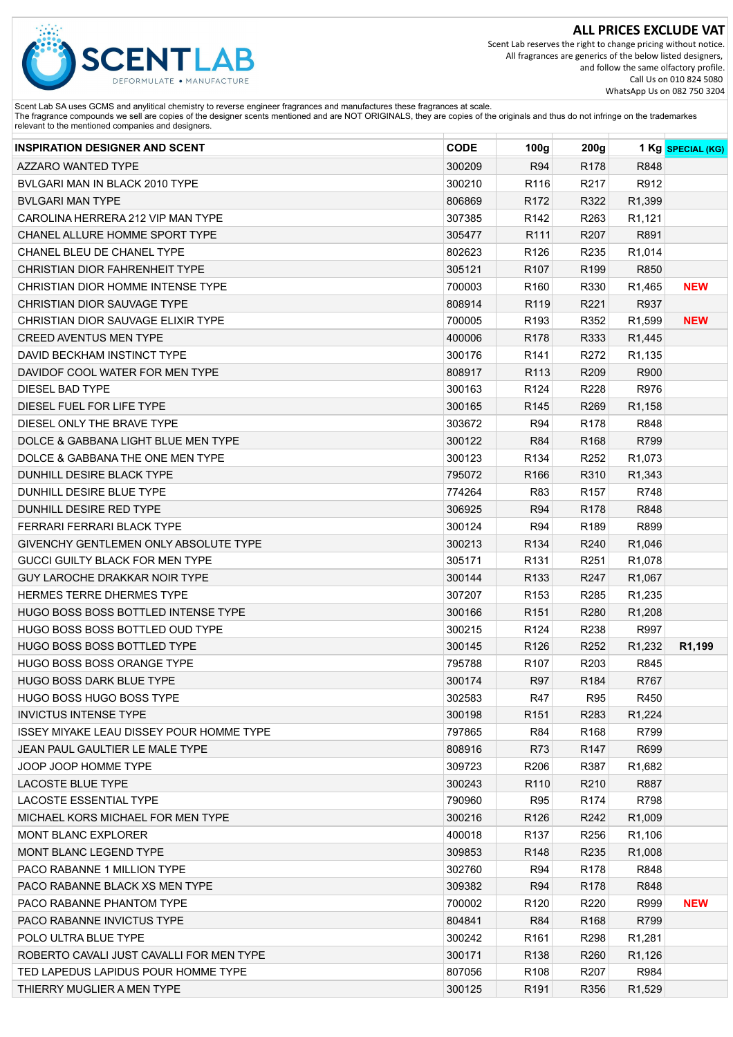**SCENTLAB** DEFORMULATE • MANUFACTURE

**ALL PRICES EXCLUDE VAT**

Scent Lab reserves the right to change pricing without notice.
All fragrances are generics of the below listed designers,
and follow the same olfactory profile.
Call Us on 010 824 5080
WhatsApp Us on 082 750 3204

Scent Lab SA uses GCMS and anylitical chemistry to reverse engineer fragrances and manufactures these fragrances at scale.
The fragrance compounds we sell are copies of the designer scents mentioned and are NOT ORIGINALS, they are copies of the originals and thus do not infringe on the trademarkes relevant to the mentioned companies and designers.

| INSPIRATION DESIGNER AND SCENT | CODE | 100g | 200g | 1 Kg | SPECIAL (KG) |
|---|---|---|---|---|---|
| AZZARO WANTED TYPE | 300209 | R94 | R178 | R848 | |
| BVLGARI MAN IN BLACK 2010 TYPE | 300210 | R116 | R217 | R912 | |
| BVLGARI MAN TYPE | 806869 | R172 | R322 | R1,399 | |
| CAROLINA HERRERA 212 VIP MAN TYPE | 307385 | R142 | R263 | R1,121 | |
| CHANEL ALLURE HOMME SPORT TYPE | 305477 | R111 | R207 | R891 | |
| CHANEL BLEU DE CHANEL TYPE | 802623 | R126 | R235 | R1,014 | |
| CHRISTIAN DIOR FAHRENHEIT TYPE | 305121 | R107 | R199 | R850 | |
| CHRISTIAN DIOR HOMME INTENSE TYPE | 700003 | R160 | R330 | R1,465 | NEW |
| CHRISTIAN DIOR SAUVAGE TYPE | 808914 | R119 | R221 | R937 | |
| CHRISTIAN DIOR SAUVAGE ELIXIR TYPE | 700005 | R193 | R352 | R1,599 | NEW |
| CREED AVENTUS MEN TYPE | 400006 | R178 | R333 | R1,445 | |
| DAVID BECKHAM INSTINCT TYPE | 300176 | R141 | R272 | R1,135 | |
| DAVIDOF COOL WATER FOR MEN TYPE | 808917 | R113 | R209 | R900 | |
| DIESEL BAD TYPE | 300163 | R124 | R228 | R976 | |
| DIESEL FUEL FOR LIFE TYPE | 300165 | R145 | R269 | R1,158 | |
| DIESEL ONLY THE BRAVE TYPE | 303672 | R94 | R178 | R848 | |
| DOLCE & GABBANA LIGHT BLUE MEN TYPE | 300122 | R84 | R168 | R799 | |
| DOLCE & GABBANA THE ONE MEN TYPE | 300123 | R134 | R252 | R1,073 | |
| DUNHILL DESIRE BLACK TYPE | 795072 | R166 | R310 | R1,343 | |
| DUNHILL DESIRE BLUE TYPE | 774264 | R83 | R157 | R748 | |
| DUNHILL DESIRE RED TYPE | 306925 | R94 | R178 | R848 | |
| FERRARI FERRARI BLACK TYPE | 300124 | R94 | R189 | R899 | |
| GIVENCHY GENTLEMEN ONLY ABSOLUTE TYPE | 300213 | R134 | R240 | R1,046 | |
| GUCCI GUILTY BLACK FOR MEN TYPE | 305171 | R131 | R251 | R1,078 | |
| GUY LAROCHE DRAKKAR NOIR TYPE | 300144 | R133 | R247 | R1,067 | |
| HERMES TERRE DHERMES TYPE | 307207 | R153 | R285 | R1,235 | |
| HUGO BOSS BOSS BOTTLED INTENSE TYPE | 300166 | R151 | R280 | R1,208 | |
| HUGO BOSS BOSS BOTTLED OUD TYPE | 300215 | R124 | R238 | R997 | |
| HUGO BOSS BOSS BOTTLED TYPE | 300145 | R126 | R252 | R1,232 | R1,199 |
| HUGO BOSS BOSS ORANGE TYPE | 795788 | R107 | R203 | R845 | |
| HUGO BOSS DARK BLUE TYPE | 300174 | R97 | R184 | R767 | |
| HUGO BOSS HUGO BOSS TYPE | 302583 | R47 | R95 | R450 | |
| INVICTUS INTENSE TYPE | 300198 | R151 | R283 | R1,224 | |
| ISSEY MIYAKE LEAU DISSEY POUR HOMME TYPE | 797865 | R84 | R168 | R799 | |
| JEAN PAUL GAULTIER LE MALE TYPE | 808916 | R73 | R147 | R699 | |
| JOOP JOOP HOMME TYPE | 309723 | R206 | R387 | R1,682 | |
| LACOSTE BLUE TYPE | 300243 | R110 | R210 | R887 | |
| LACOSTE ESSENTIAL TYPE | 790960 | R95 | R174 | R798 | |
| MICHAEL KORS MICHAEL FOR MEN TYPE | 300216 | R126 | R242 | R1,009 | |
| MONT BLANC EXPLORER | 400018 | R137 | R256 | R1,106 | |
| MONT BLANC LEGEND TYPE | 309853 | R148 | R235 | R1,008 | |
| PACO RABANNE 1 MILLION TYPE | 302760 | R94 | R178 | R848 | |
| PACO RABANNE BLACK XS MEN TYPE | 309382 | R94 | R178 | R848 | |
| PACO RABANNE PHANTOM TYPE | 700002 | R120 | R220 | R999 | NEW |
| PACO RABANNE INVICTUS TYPE | 804841 | R84 | R168 | R799 | |
| POLO ULTRA BLUE TYPE | 300242 | R161 | R298 | R1,281 | |
| ROBERTO CAVALI JUST CAVALLI FOR MEN TYPE | 300171 | R138 | R260 | R1,126 | |
| TED LAPEDUS LAPIDUS POUR HOMME TYPE | 807056 | R108 | R207 | R984 | |
| THIERRY MUGLIER A MEN TYPE | 300125 | R191 | R356 | R1,529 | |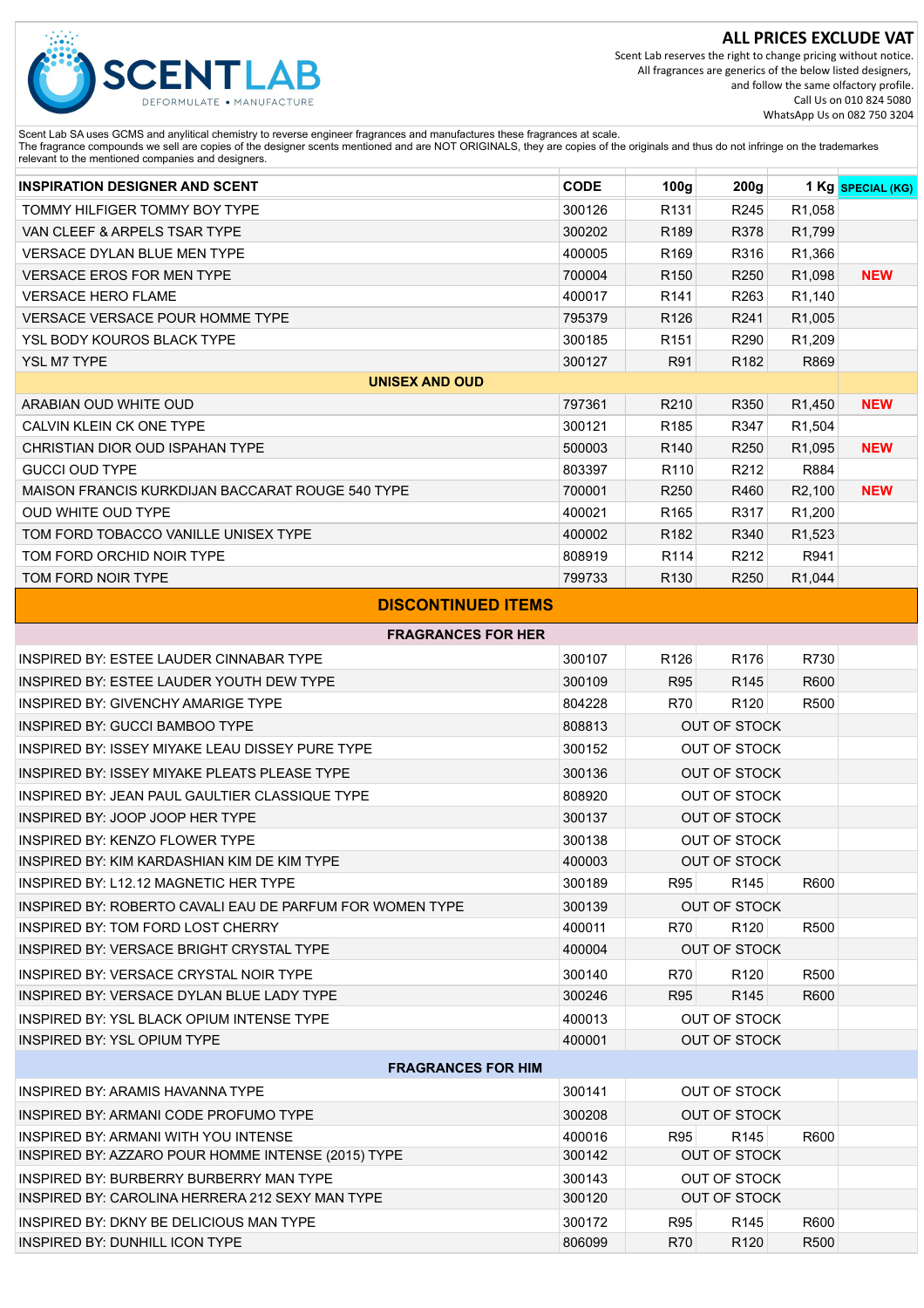**SCENTLAB** DEFORMULATE • MANUFACTURE

## ALL PRICES EXCLUDE VAT

Scent Lab reserves the right to change pricing without notice.
All fragrances are generics of the below listed designers, and follow the same olfactory profile.
Call Us on 010 824 5080
WhatsApp Us on 082 750 3204

Scent Lab SA uses GCMS and anylitical chemistry to reverse engineer fragrances and manufactures these fragrances at scale.
The fragrance compounds we sell are copies of the designer scents mentioned and are NOT ORIGINALS, they are copies of the originals and thus do not infringe on the trademarkes relevant to the mentioned companies and designers.

| INSPIRATION DESIGNER AND SCENT | CODE | 100g | 200g | 1 Kg | SPECIAL (KG) |
|---|---|---|---|---|---|
| TOMMY HILFIGER TOMMY BOY TYPE | 300126 | R131 | R245 | R1,058 | |
| VAN CLEEF & ARPELS TSAR TYPE | 300202 | R189 | R378 | R1,799 | |
| VERSACE DYLAN BLUE MEN TYPE | 400005 | R169 | R316 | R1,366 | |
| VERSACE EROS FOR MEN TYPE | 700004 | R150 | R250 | R1,098 | NEW |
| VERSACE HERO FLAME | 400017 | R141 | R263 | R1,140 | |
| VERSACE VERSACE POUR HOMME TYPE | 795379 | R126 | R241 | R1,005 | |
| YSL BODY KOUROS BLACK TYPE | 300185 | R151 | R290 | R1,209 | |
| YSL M7 TYPE | 300127 | R91 | R182 | R869 | |
| **UNISEX AND OUD** | | | | | |
| ARABIAN OUD WHITE OUD | 797361 | R210 | R350 | R1,450 | NEW |
| CALVIN KLEIN CK ONE TYPE | 300121 | R185 | R347 | R1,504 | |
| CHRISTIAN DIOR OUD ISPAHAN TYPE | 500003 | R140 | R250 | R1,095 | NEW |
| GUCCI OUD TYPE | 803397 | R110 | R212 | R884 | |
| MAISON FRANCIS KURKDIJAN BACCARAT ROUGE 540 TYPE | 700001 | R250 | R460 | R2,100 | NEW |
| OUD WHITE OUD TYPE | 400021 | R165 | R317 | R1,200 | |
| TOM FORD TOBACCO VANILLE UNISEX TYPE | 400002 | R182 | R340 | R1,523 | |
| TOM FORD ORCHID NOIR TYPE | 808919 | R114 | R212 | R941 | |
| TOM FORD NOIR TYPE | 799733 | R130 | R250 | R1,044 | |

## DISCONTINUED ITEMS

| FRAGRANCES FOR HER | CODE | 100g | 200g | 1 Kg | |
|---|---|---|---|---|---|
| INSPIRED BY: ESTEE LAUDER CINNABAR TYPE | 300107 | R126 | R176 | R730 | |
| INSPIRED BY: ESTEE LAUDER YOUTH DEW TYPE | 300109 | R95 | R145 | R600 | |
| INSPIRED BY: GIVENCHY AMARIGE TYPE | 804228 | R70 | R120 | R500 | |
| INSPIRED BY: GUCCI BAMBOO TYPE | 808813 | | OUT OF STOCK | | |
| INSPIRED BY: ISSEY MIYAKE LEAU DISSEY PURE TYPE | 300152 | | OUT OF STOCK | | |
| INSPIRED BY: ISSEY MIYAKE PLEATS PLEASE TYPE | 300136 | | OUT OF STOCK | | |
| INSPIRED BY: JEAN PAUL GAULTIER CLASSIQUE TYPE | 808920 | | OUT OF STOCK | | |
| INSPIRED BY: JOOP JOOP HER TYPE | 300137 | | OUT OF STOCK | | |
| INSPIRED BY: KENZO FLOWER TYPE | 300138 | | OUT OF STOCK | | |
| INSPIRED BY: KIM KARDASHIAN KIM DE KIM TYPE | 400003 | | OUT OF STOCK | | |
| INSPIRED BY: L12.12 MAGNETIC HER TYPE | 300189 | R95 | R145 | R600 | |
| INSPIRED BY: ROBERTO CAVALI EAU DE PARFUM FOR WOMEN TYPE | 300139 | | OUT OF STOCK | | |
| INSPIRED BY: TOM FORD LOST CHERRY | 400011 | R70 | R120 | R500 | |
| INSPIRED BY: VERSACE BRIGHT CRYSTAL TYPE | 400004 | | OUT OF STOCK | | |
| INSPIRED BY: VERSACE CRYSTAL NOIR TYPE | 300140 | R70 | R120 | R500 | |
| INSPIRED BY: VERSACE DYLAN BLUE LADY TYPE | 300246 | R95 | R145 | R600 | |
| INSPIRED BY: YSL BLACK OPIUM INTENSE TYPE | 400013 | | OUT OF STOCK | | |
| INSPIRED BY: YSL OPIUM TYPE | 400001 | | OUT OF STOCK | | |
| **FRAGRANCES FOR HIM** | | | | | |
| INSPIRED BY: ARAMIS HAVANNA TYPE | 300141 | | OUT OF STOCK | | |
| INSPIRED BY: ARMANI CODE PROFUMO TYPE | 300208 | | OUT OF STOCK | | |
| INSPIRED BY: ARMANI WITH YOU INTENSE | 400016 | R95 | R145 | R600 | |
| INSPIRED BY: AZZARO POUR HOMME INTENSE (2015) TYPE | 300142 | | OUT OF STOCK | | |
| INSPIRED BY: BURBERRY BURBERRY MAN TYPE | 300143 | | OUT OF STOCK | | |
| INSPIRED BY: CAROLINA HERRERA 212 SEXY MAN TYPE | 300120 | | OUT OF STOCK | | |
| INSPIRED BY: DKNY BE DELICIOUS MAN TYPE | 300172 | R95 | R145 | R600 | |
| INSPIRED BY: DUNHILL ICON TYPE | 806099 | R70 | R120 | R500 | |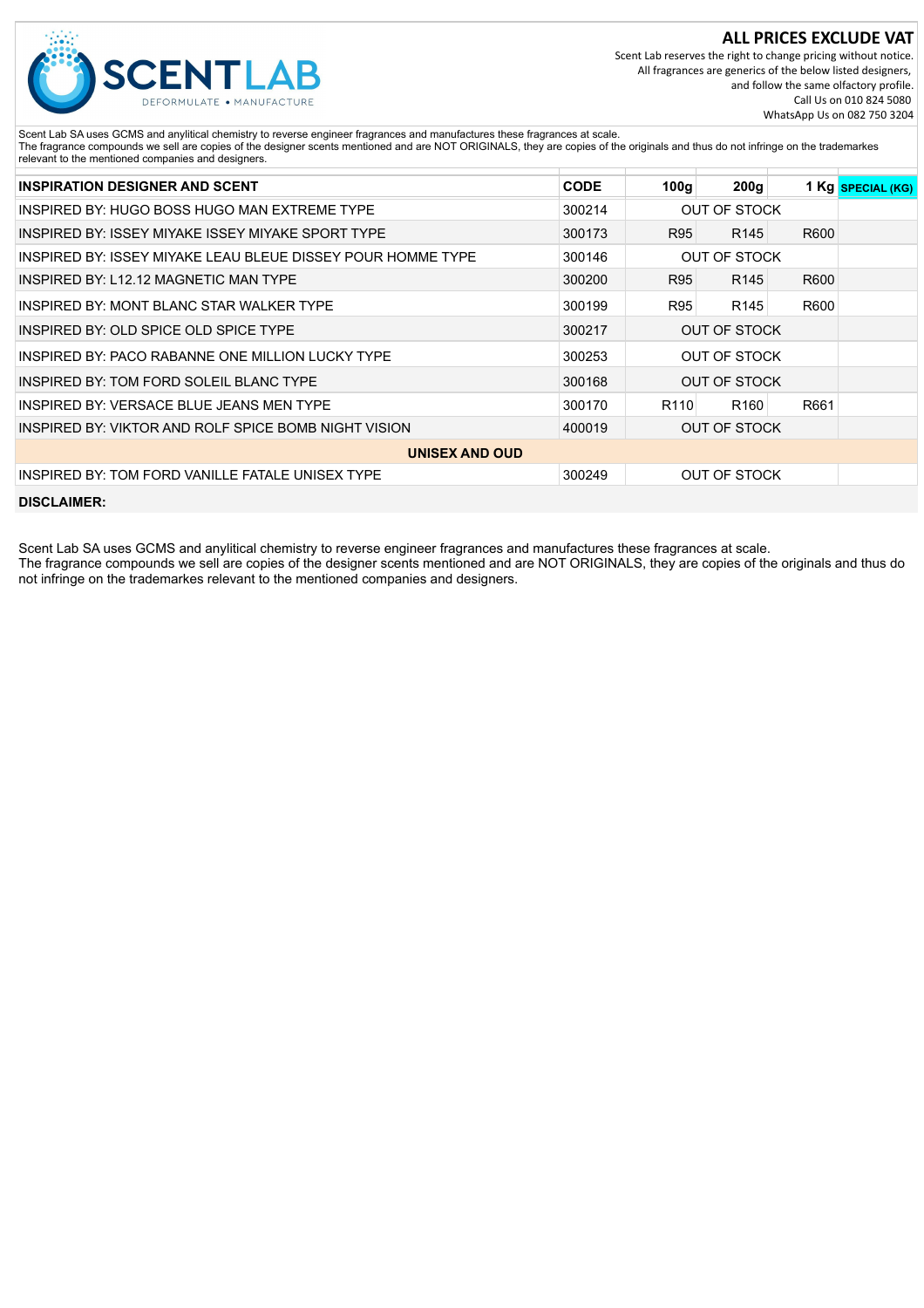SCENTLAB
DEFORMULATE • MANUFACTURE

**ALL PRICES EXCLUDE VAT**

Scent Lab reserves the right to change pricing without notice.
All fragrances are generics of the below listed designers,
and follow the same olfactory profile.
Call Us on 010 824 5080
WhatsApp Us on 082 750 3204

Scent Lab SA uses GCMS and anylitical chemistry to reverse engineer fragrances and manufactures these fragrances at scale.
The fragrance compounds we sell are copies of the designer scents mentioned and are NOT ORIGINALS, they are copies of the originals and thus do not infringe on the trademarkes relevant to the mentioned companies and designers.

| INSPIRATION DESIGNER AND SCENT | CODE | 100g | 200g | 1 Kg | SPECIAL (KG) |
|---|---|---|---|---|---|
| INSPIRED BY: HUGO BOSS HUGO MAN EXTREME TYPE | 300214 | OUT OF STOCK | | | |
| INSPIRED BY: ISSEY MIYAKE ISSEY MIYAKE SPORT TYPE | 300173 | R95 | R145 | R600 | |
| INSPIRED BY: ISSEY MIYAKE LEAU BLEUE DISSEY POUR HOMME TYPE | 300146 | OUT OF STOCK | | | |
| INSPIRED BY: L12.12 MAGNETIC MAN TYPE | 300200 | R95 | R145 | R600 | |
| INSPIRED BY: MONT BLANC STAR WALKER TYPE | 300199 | R95 | R145 | R600 | |
| INSPIRED BY: OLD SPICE OLD SPICE TYPE | 300217 | OUT OF STOCK | | | |
| INSPIRED BY: PACO RABANNE ONE MILLION LUCKY TYPE | 300253 | OUT OF STOCK | | | |
| INSPIRED BY: TOM FORD SOLEIL BLANC TYPE | 300168 | OUT OF STOCK | | | |
| INSPIRED BY: VERSACE BLUE JEANS MEN TYPE | 300170 | R110 | R160 | R661 | |
| INSPIRED BY: VIKTOR AND ROLF SPICE BOMB NIGHT VISION | 400019 | OUT OF STOCK | | | |
| **UNISEX AND OUD** | | | | | |
| INSPIRED BY: TOM FORD VANILLE FATALE UNISEX TYPE | 300249 | OUT OF STOCK | | | |

**DISCLAIMER:**

Scent Lab SA uses GCMS and anylitical chemistry to reverse engineer fragrances and manufactures these fragrances at scale.
The fragrance compounds we sell are copies of the designer scents mentioned and are NOT ORIGINALS, they are copies of the originals and thus do not infringe on the trademarkes relevant to the mentioned companies and designers.